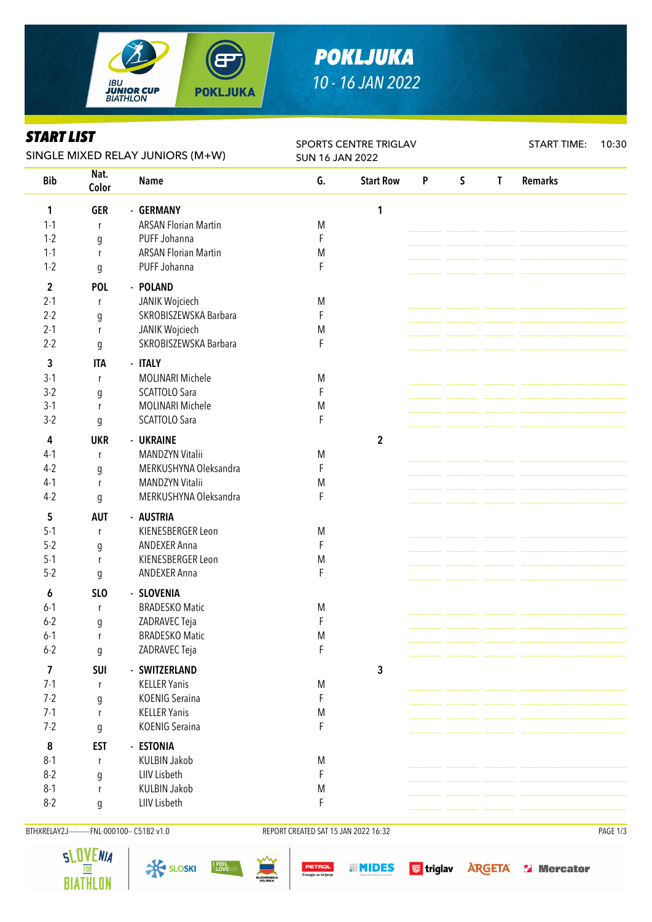# POKLJUKA

10 - 16 JAN 2022

## START LIST

SINGLE MIXED RELAY JUNIORS (M+W)

SPORTS CENTRE TRIGLAV
SUN 16 JAN 2022

START TIME: 10:30

| Bib | Nat. Color | Name | G. | Start Row | P | S | T | Remarks |
|---|---|---|---|---|---|---|---|---|
| **1** | **GER** | **- GERMANY** | | **1** | | | | |
| 1-1 | r | ARSAN Florian Martin | M | | | | | |
| 1-2 | g | PUFF Johanna | F | | | | | |
| 1-1 | r | ARSAN Florian Martin | M | | | | | |
| 1-2 | g | PUFF Johanna | F | | | | | |
| **2** | **POL** | **- POLAND** | | | | | | |
| 2-1 | r | JANIK Wojciech | M | | | | | |
| 2-2 | g | SKROBISZEWSKA Barbara | F | | | | | |
| 2-1 | r | JANIK Wojciech | M | | | | | |
| 2-2 | g | SKROBISZEWSKA Barbara | F | | | | | |
| **3** | **ITA** | **- ITALY** | | | | | | |
| 3-1 | r | MOLINARI Michele | M | | | | | |
| 3-2 | g | SCATTOLO Sara | F | | | | | |
| 3-1 | r | MOLINARI Michele | M | | | | | |
| 3-2 | g | SCATTOLO Sara | F | | | | | |
| **4** | **UKR** | **- UKRAINE** | | **2** | | | | |
| 4-1 | r | MANDZYN Vitalii | M | | | | | |
| 4-2 | g | MERKUSHYNA Oleksandra | F | | | | | |
| 4-1 | r | MANDZYN Vitalii | M | | | | | |
| 4-2 | g | MERKUSHYNA Oleksandra | F | | | | | |
| **5** | **AUT** | **- AUSTRIA** | | | | | | |
| 5-1 | r | KIENESBERGER Leon | M | | | | | |
| 5-2 | g | ANDEXER Anna | F | | | | | |
| 5-1 | r | KIENESBERGER Leon | M | | | | | |
| 5-2 | g | ANDEXER Anna | F | | | | | |
| **6** | **SLO** | **- SLOVENIA** | | | | | | |
| 6-1 | r | BRADESKO Matic | M | | | | | |
| 6-2 | g | ZADRAVEC Teja | F | | | | | |
| 6-1 | r | BRADESKO Matic | M | | | | | |
| 6-2 | g | ZADRAVEC Teja | F | | | | | |
| **7** | **SUI** | **- SWITZERLAND** | | **3** | | | | |
| 7-1 | r | KELLER Yanis | M | | | | | |
| 7-2 | g | KOENIG Seraina | F | | | | | |
| 7-1 | r | KELLER Yanis | M | | | | | |
| 7-2 | g | KOENIG Seraina | F | | | | | |
| **8** | **EST** | **- ESTONIA** | | | | | | |
| 8-1 | r | KULBIN Jakob | M | | | | | |
| 8-2 | g | LIIV Lisbeth | F | | | | | |
| 8-1 | r | KULBIN Jakob | M | | | | | |
| 8-2 | g | LIIV Lisbeth | F | | | | | |

BTHXRELAY2J----------FNL-000100-- C51B2 v1.0 REPORT CREATED SAT 15 JAN 2022 16:32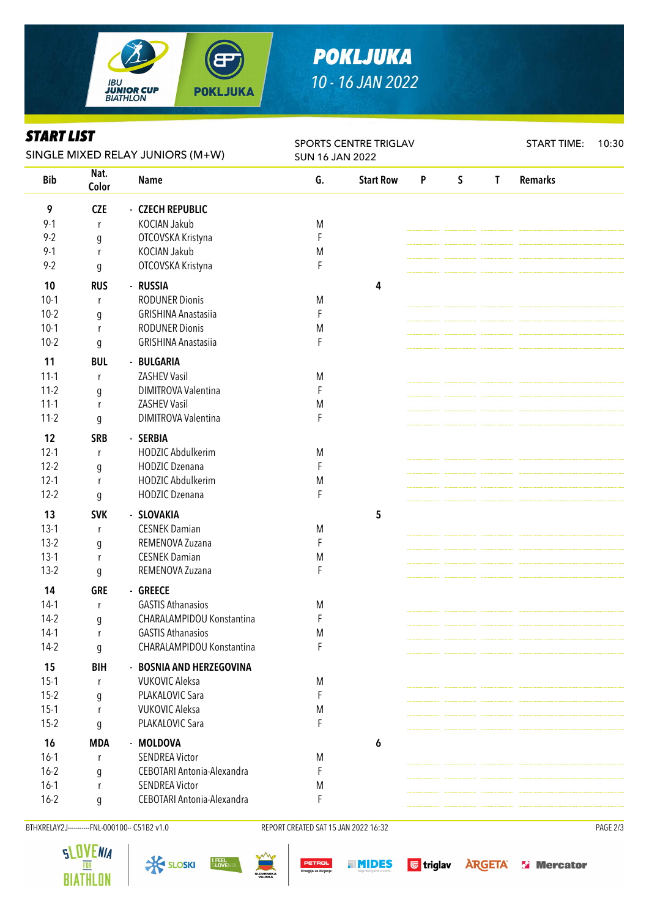# POKLJUKA

*10 - 16 JAN 2022*

## START LIST

SINGLE MIXED RELAY JUNIORS (M+W)

SPORTS CENTRE TRIGLAV
SUN 16 JAN 2022

START TIME: 10:30

| Bib | Nat. Color | Name | G. | Start Row | P | S | T | Remarks |
|---|---|---|---|---|---|---|---|---|
| **9** | **CZE** | **- CZECH REPUBLIC** | | | | | | |
| 9-1 | r | KOCIAN Jakub | M | | | | | |
| 9-2 | g | OTCOVSKA Kristyna | F | | | | | |
| 9-1 | r | KOCIAN Jakub | M | | | | | |
| 9-2 | g | OTCOVSKA Kristyna | F | | | | | |
| **10** | **RUS** | **- RUSSIA** | | **4** | | | | |
| 10-1 | r | RODUNER Dionis | M | | | | | |
| 10-2 | g | GRISHINA Anastasiia | F | | | | | |
| 10-1 | r | RODUNER Dionis | M | | | | | |
| 10-2 | g | GRISHINA Anastasiia | F | | | | | |
| **11** | **BUL** | **- BULGARIA** | | | | | | |
| 11-1 | r | ZASHEV Vasil | M | | | | | |
| 11-2 | g | DIMITROVA Valentina | F | | | | | |
| 11-1 | r | ZASHEV Vasil | M | | | | | |
| 11-2 | g | DIMITROVA Valentina | F | | | | | |
| **12** | **SRB** | **- SERBIA** | | | | | | |
| 12-1 | r | HODZIC Abdulkerim | M | | | | | |
| 12-2 | g | HODZIC Dzenana | F | | | | | |
| 12-1 | r | HODZIC Abdulkerim | M | | | | | |
| 12-2 | g | HODZIC Dzenana | F | | | | | |
| **13** | **SVK** | **- SLOVAKIA** | | **5** | | | | |
| 13-1 | r | CESNEK Damian | M | | | | | |
| 13-2 | g | REMENOVA Zuzana | F | | | | | |
| 13-1 | r | CESNEK Damian | M | | | | | |
| 13-2 | g | REMENOVA Zuzana | F | | | | | |
| **14** | **GRE** | **- GREECE** | | | | | | |
| 14-1 | r | GASTIS Athanasios | M | | | | | |
| 14-2 | g | CHARALAMPIDOU Konstantina | F | | | | | |
| 14-1 | r | GASTIS Athanasios | M | | | | | |
| 14-2 | g | CHARALAMPIDOU Konstantina | F | | | | | |
| **15** | **BIH** | **- BOSNIA AND HERZEGOVINA** | | | | | | |
| 15-1 | r | VUKOVIC Aleksa | M | | | | | |
| 15-2 | g | PLAKALOVIC Sara | F | | | | | |
| 15-1 | r | VUKOVIC Aleksa | M | | | | | |
| 15-2 | g | PLAKALOVIC Sara | F | | | | | |
| **16** | **MDA** | **- MOLDOVA** | | **6** | | | | |
| 16-1 | r | SENDREA Victor | M | | | | | |
| 16-2 | g | CEBOTARI Antonia-Alexandra | F | | | | | |
| 16-1 | r | SENDREA Victor | M | | | | | |
| 16-2 | g | CEBOTARI Antonia-Alexandra | F | | | | | |

BTHXRELAY2J----------FNL-000100-- C51B2 v1.0 REPORT CREATED SAT 15 JAN 2022 16:32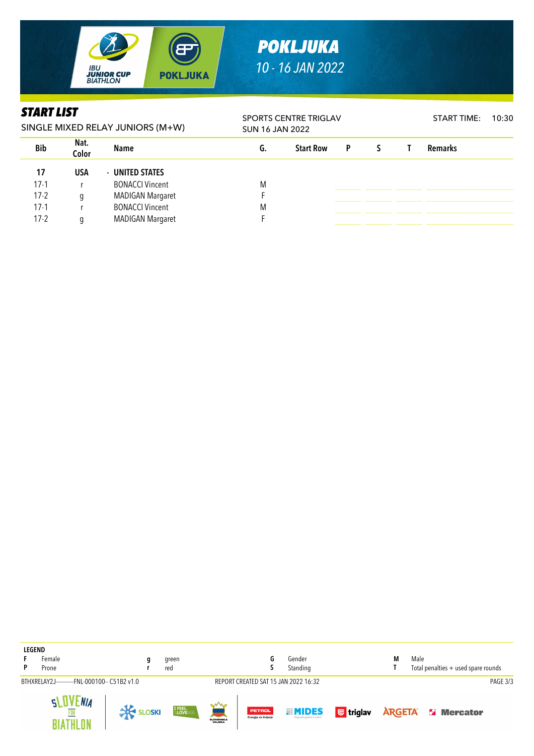# POKLJUKA

10 - 16 JAN 2022

## START LIST

SINGLE MIXED RELAY JUNIORS (M+W)

SPORTS CENTRE TRIGLAV
SUN 16 JAN 2022

START TIME: 10:30

| Bib | Nat. Color | Name | G. | Start Row | P | S | T | Remarks |
|---|---|---|---|---|---|---|---|---|
| **17** | **USA** | **- UNITED STATES** | | | | | | |
| 17-1 | r | BONACCI Vincent | M | | | | | |
| 17-2 | g | MADIGAN Margaret | F | | | | | |
| 17-1 | r | BONACCI Vincent | M | | | | | |
| 17-2 | g | MADIGAN Margaret | F | | | | | |

**LEGEND**

| | | | | | | | |
|---|---|---|---|---|---|---|---|
| **F** | Female | **g** | green | **G** | Gender | **M** | Male |
| **P** | Prone | **r** | red | **S** | Standing | **T** | Total penalties + used spare rounds |

BTHXRELAY2J-----------FNL-000100-- C51B2 v1.0

REPORT CREATED SAT 15 JAN 2022 16:32